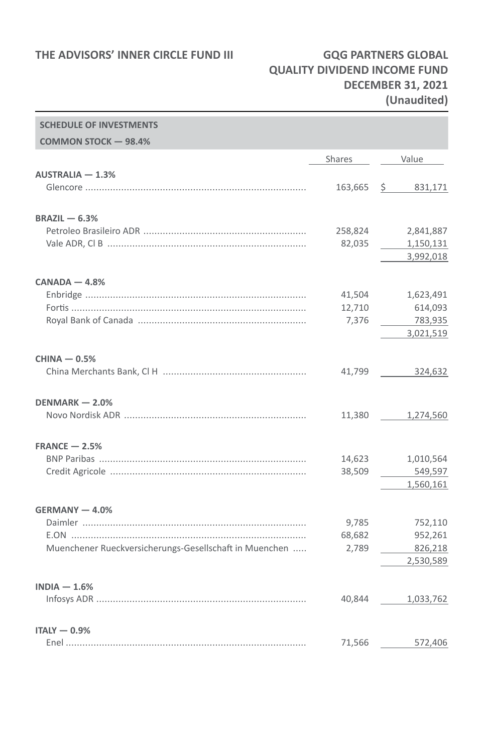THE ADVISORS' INNER CIRCLE FUND III

GQG PARTNERS GLOBAL QUALITY DIVIDEND INCOME FUND
DECEMBER 31, 2021
(Unaudited)

## SCHEDULE OF INVESTMENTS

### COMMON STOCK — 98.4%

| | Shares | Value |
|---|---|---|
| **AUSTRALIA — 1.3%** | | |
| Glencore | 163,665 | $ 831,171 |
| **BRAZIL — 6.3%** | | |
| Petroleo Brasileiro ADR | 258,824 | 2,841,887 |
| Vale ADR, Cl B | 82,035 | 1,150,131 |
| | | 3,992,018 |
| **CANADA — 4.8%** | | |
| Enbridge | 41,504 | 1,623,491 |
| Fortis | 12,710 | 614,093 |
| Royal Bank of Canada | 7,376 | 783,935 |
| | | 3,021,519 |
| **CHINA — 0.5%** | | |
| China Merchants Bank, Cl H | 41,799 | 324,632 |
| **DENMARK — 2.0%** | | |
| Novo Nordisk ADR | 11,380 | 1,274,560 |
| **FRANCE — 2.5%** | | |
| BNP Paribas | 14,623 | 1,010,564 |
| Credit Agricole | 38,509 | 549,597 |
| | | 1,560,161 |
| **GERMANY — 4.0%** | | |
| Daimler | 9,785 | 752,110 |
| E.ON | 68,682 | 952,261 |
| Muenchener Rueckversicherungs-Gesellschaft in Muenchen | 2,789 | 826,218 |
| | | 2,530,589 |
| **INDIA — 1.6%** | | |
| Infosys ADR | 40,844 | 1,033,762 |
| **ITALY — 0.9%** | | |
| Enel | 71,566 | 572,406 |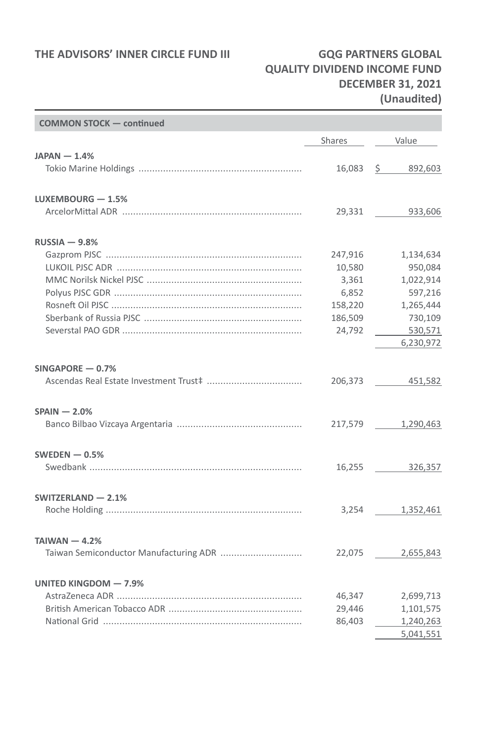| COMMON STOCK — continued | | |
|---|---|---|
| | Shares | Value |
| **JAPAN — 1.4%** | | |
| Tokio Marine Holdings | 16,083 | $ 892,603 |
| **LUXEMBOURG — 1.5%** | | |
| ArcelorMittal ADR | 29,331 | 933,606 |
| **RUSSIA — 9.8%** | | |
| Gazprom PJSC | 247,916 | 1,134,634 |
| LUKOIL PJSC ADR | 10,580 | 950,084 |
| MMC Norilsk Nickel PJSC | 3,361 | 1,022,914 |
| Polyus PJSC GDR | 6,852 | 597,216 |
| Rosneft Oil PJSC | 158,220 | 1,265,444 |
| Sberbank of Russia PJSC | 186,509 | 730,109 |
| Severstal PAO GDR | 24,792 | 530,571 |
| | | 6,230,972 |
| **SINGAPORE — 0.7%** | | |
| Ascendas Real Estate Investment Trust‡ | 206,373 | 451,582 |
| **SPAIN — 2.0%** | | |
| Banco Bilbao Vizcaya Argentaria | 217,579 | 1,290,463 |
| **SWEDEN — 0.5%** | | |
| Swedbank | 16,255 | 326,357 |
| **SWITZERLAND — 2.1%** | | |
| Roche Holding | 3,254 | 1,352,461 |
| **TAIWAN — 4.2%** | | |
| Taiwan Semiconductor Manufacturing ADR | 22,075 | 2,655,843 |
| **UNITED KINGDOM — 7.9%** | | |
| AstraZeneca ADR | 46,347 | 2,699,713 |
| British American Tobacco ADR | 29,446 | 1,101,575 |
| National Grid | 86,403 | 1,240,263 |
| | | 5,041,551 |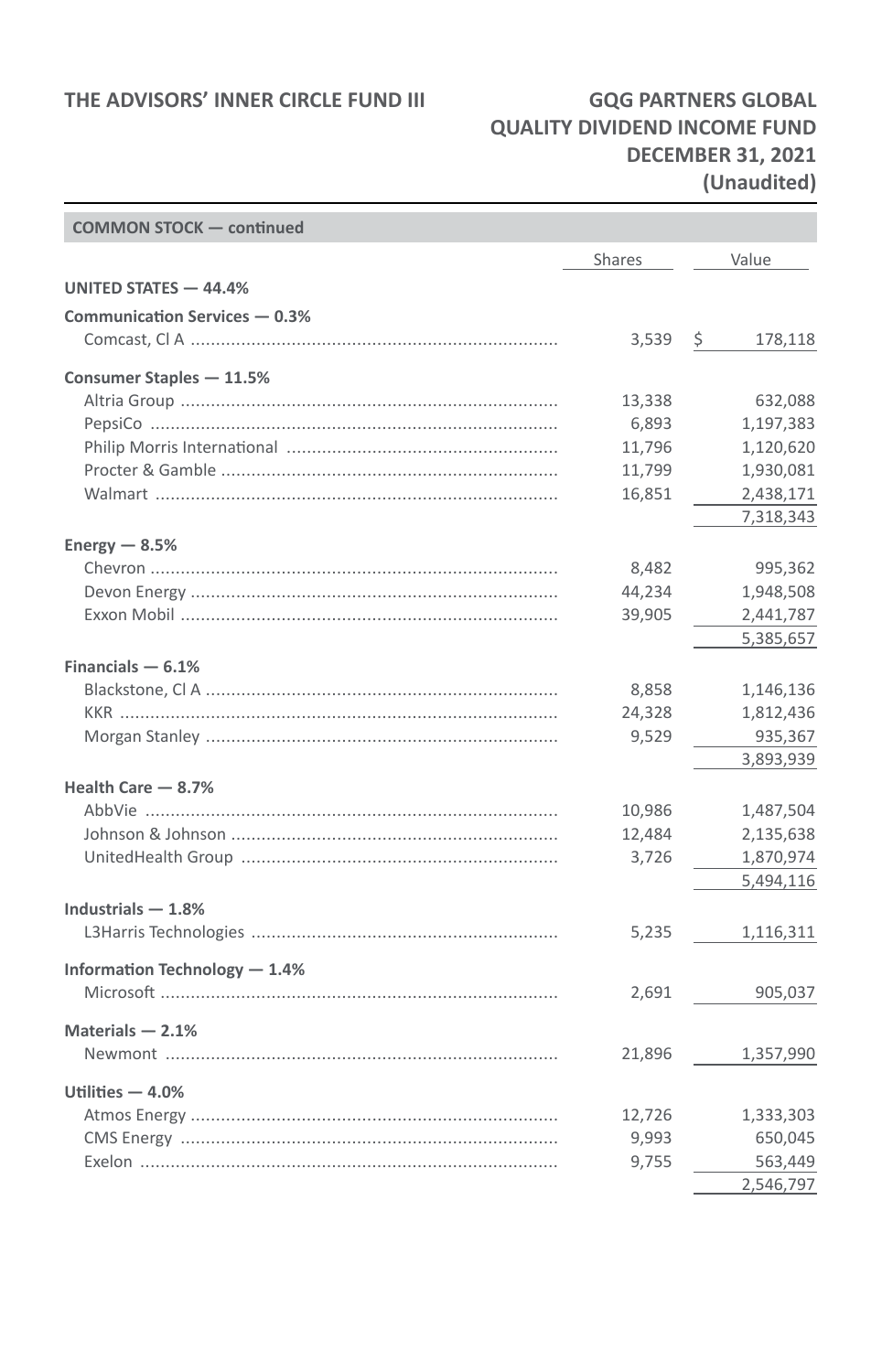**COMMON STOCK — continued**

| | Shares | Value |
|---|---|---|
| **UNITED STATES — 44.4%** | | |
| **Communication Services — 0.3%** | | |
| Comcast, Cl A | 3,539 | $ 178,118 |
| **Consumer Staples — 11.5%** | | |
| Altria Group | 13,338 | 632,088 |
| PepsiCo | 6,893 | 1,197,383 |
| Philip Morris International | 11,796 | 1,120,620 |
| Procter & Gamble | 11,799 | 1,930,081 |
| Walmart | 16,851 | 2,438,171 |
| | | 7,318,343 |
| **Energy — 8.5%** | | |
| Chevron | 8,482 | 995,362 |
| Devon Energy | 44,234 | 1,948,508 |
| Exxon Mobil | 39,905 | 2,441,787 |
| | | 5,385,657 |
| **Financials — 6.1%** | | |
| Blackstone, Cl A | 8,858 | 1,146,136 |
| KKR | 24,328 | 1,812,436 |
| Morgan Stanley | 9,529 | 935,367 |
| | | 3,893,939 |
| **Health Care — 8.7%** | | |
| AbbVie | 10,986 | 1,487,504 |
| Johnson & Johnson | 12,484 | 2,135,638 |
| UnitedHealth Group | 3,726 | 1,870,974 |
| | | 5,494,116 |
| **Industrials — 1.8%** | | |
| L3Harris Technologies | 5,235 | 1,116,311 |
| **Information Technology — 1.4%** | | |
| Microsoft | 2,691 | 905,037 |
| **Materials — 2.1%** | | |
| Newmont | 21,896 | 1,357,990 |
| **Utilities — 4.0%** | | |
| Atmos Energy | 12,726 | 1,333,303 |
| CMS Energy | 9,993 | 650,045 |
| Exelon | 9,755 | 563,449 |
| | | 2,546,797 |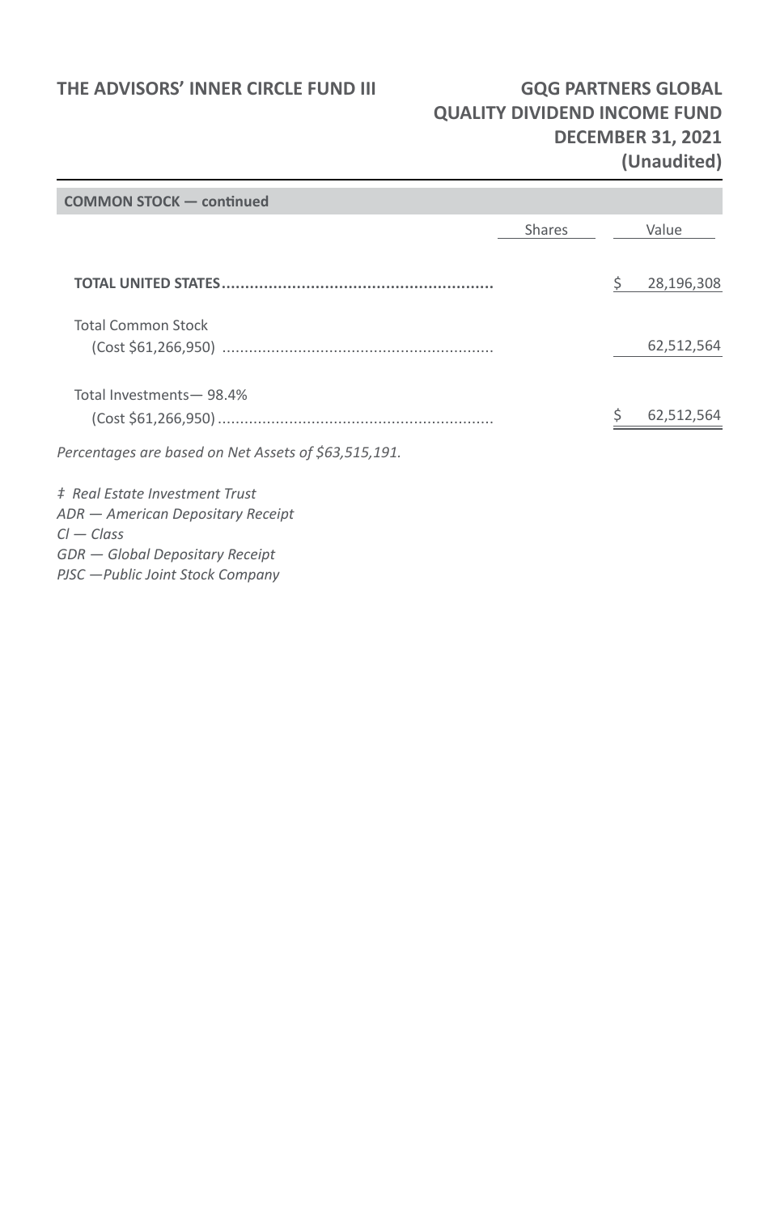| COMMON STOCK — continued | | |
|---|---|---|
| | Shares | Value |
| **TOTAL UNITED STATES** | | $ 28,196,308 |
| Total Common Stock (Cost $61,266,950) | | 62,512,564 |
| Total Investments— 98.4% (Cost $61,266,950) | | $ 62,512,564 |

*Percentages are based on Net Assets of $63,515,191.*

*‡ Real Estate Investment Trust*
*ADR — American Depositary Receipt*
*Cl — Class*
*GDR — Global Depositary Receipt*
*PJSC —Public Joint Stock Company*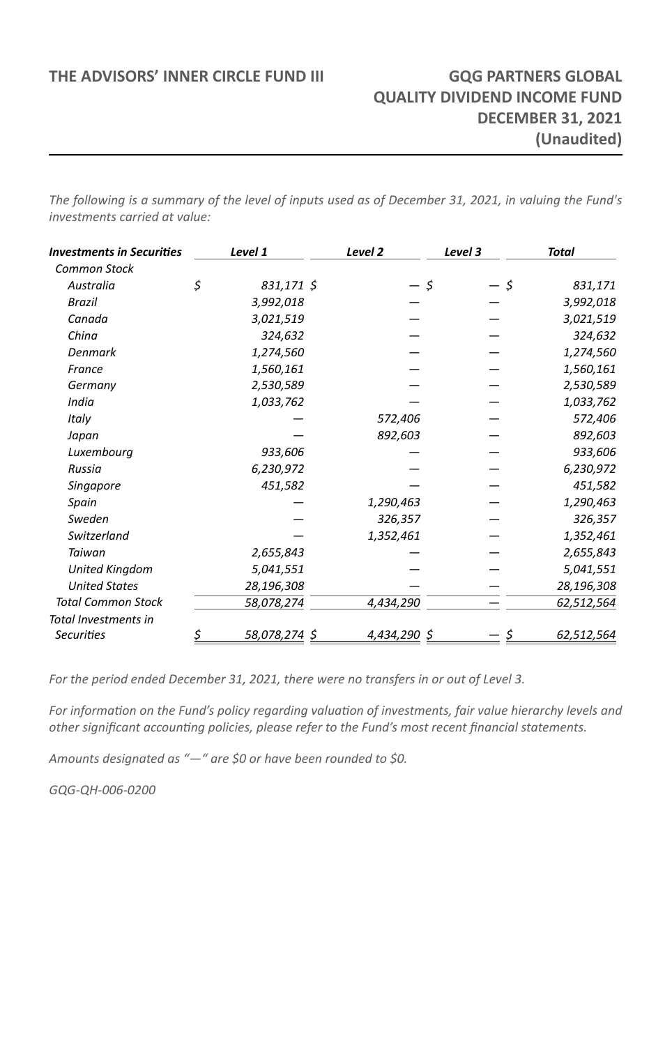The following is a summary of the level of inputs used as of December 31, 2021, in valuing the Fund's investments carried at value:

| Investments in Securities | Level 1 | Level 2 | Level 3 | Total |
|---|---|---|---|---|
| Common Stock | | | | |
| Australia | $ 831,171 | $ — | $ — | $ 831,171 |
| Brazil | 3,992,018 | — | — | 3,992,018 |
| Canada | 3,021,519 | — | — | 3,021,519 |
| China | 324,632 | — | — | 324,632 |
| Denmark | 1,274,560 | — | — | 1,274,560 |
| France | 1,560,161 | — | — | 1,560,161 |
| Germany | 2,530,589 | — | — | 2,530,589 |
| India | 1,033,762 | — | — | 1,033,762 |
| Italy | — | 572,406 | — | 572,406 |
| Japan | — | 892,603 | — | 892,603 |
| Luxembourg | 933,606 | — | — | 933,606 |
| Russia | 6,230,972 | — | — | 6,230,972 |
| Singapore | 451,582 | — | — | 451,582 |
| Spain | — | 1,290,463 | — | 1,290,463 |
| Sweden | — | 326,357 | — | 326,357 |
| Switzerland | — | 1,352,461 | — | 1,352,461 |
| Taiwan | 2,655,843 | — | — | 2,655,843 |
| United Kingdom | 5,041,551 | — | — | 5,041,551 |
| United States | 28,196,308 | — | — | 28,196,308 |
| Total Common Stock | 58,078,274 | 4,434,290 | — | 62,512,564 |
| Total Investments in Securities | $ 58,078,274 | $ 4,434,290 | $ — | $ 62,512,564 |

For the period ended December 31, 2021, there were no transfers in or out of Level 3.

For information on the Fund's policy regarding valuation of investments, fair value hierarchy levels and other significant accounting policies, please refer to the Fund's most recent financial statements.

Amounts designated as "—" are $0 or have been rounded to $0.

GQG-QH-006-0200